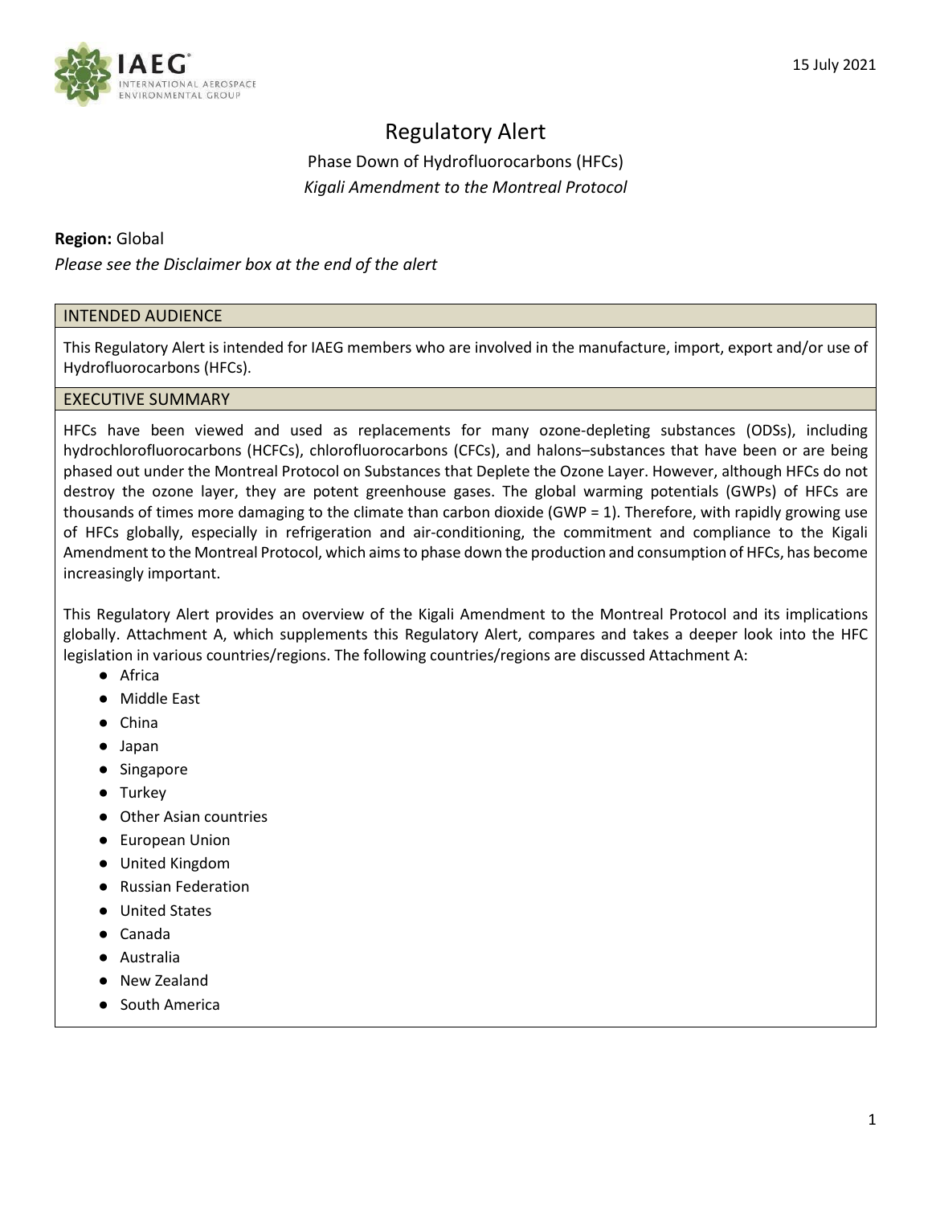15 July 2021

# Regulatory Alert

## Phase Down of Hydrofluorocarbons (HFCs)

*Kigali Amendment to the Montreal Protocol*

**Region:** Global

*Please see the Disclaimer box at the end of the alert*

### INTENDED AUDIENCE

This Regulatory Alert is intended for IAEG members who are involved in the manufacture, import, export and/or use of Hydrofluorocarbons (HFCs).

### EXECUTIVE SUMMARY

HFCs have been viewed and used as replacements for many ozone-depleting substances (ODSs), including hydrochlorofluorocarbons (HCFCs), chlorofluorocarbons (CFCs), and halons–substances that have been or are being phased out under the Montreal Protocol on Substances that Deplete the Ozone Layer. However, although HFCs do not destroy the ozone layer, they are potent greenhouse gases. The global warming potentials (GWPs) of HFCs are thousands of times more damaging to the climate than carbon dioxide (GWP = 1). Therefore, with rapidly growing use of HFCs globally, especially in refrigeration and air-conditioning, the commitment and compliance to the Kigali Amendment to the Montreal Protocol, which aims to phase down the production and consumption of HFCs, has become increasingly important.

This Regulatory Alert provides an overview of the Kigali Amendment to the Montreal Protocol and its implications globally. Attachment A, which supplements this Regulatory Alert, compares and takes a deeper look into the HFC legislation in various countries/regions. The following countries/regions are discussed Attachment A:

- Africa
- Middle East
- China
- Japan
- Singapore
- Turkey
- Other Asian countries
- European Union
- United Kingdom
- Russian Federation
- United States
- Canada
- Australia
- New Zealand
- South America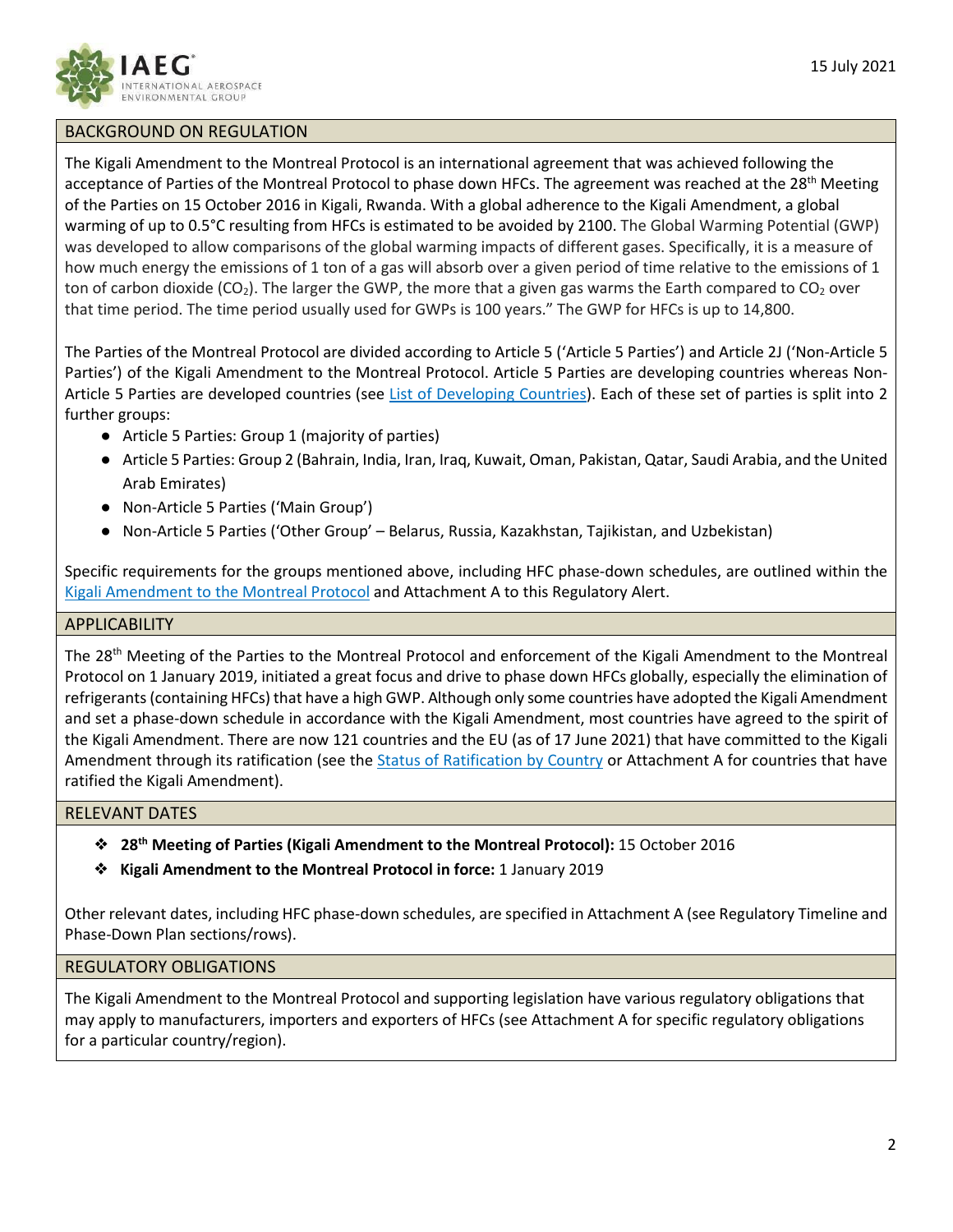## BACKGROUND ON REGULATION

The Kigali Amendment to the Montreal Protocol is an international agreement that was achieved following the acceptance of Parties of the Montreal Protocol to phase down HFCs. The agreement was reached at the 28th Meeting of the Parties on 15 October 2016 in Kigali, Rwanda. With a global adherence to the Kigali Amendment, a global warming of up to 0.5°C resulting from HFCs is estimated to be avoided by 2100. The Global Warming Potential (GWP) was developed to allow comparisons of the global warming impacts of different gases. Specifically, it is a measure of how much energy the emissions of 1 ton of a gas will absorb over a given period of time relative to the emissions of 1 ton of carbon dioxide ($CO_2$). The larger the GWP, the more that a given gas warms the Earth compared to $CO_2$ over that time period. The time period usually used for GWPs is 100 years." The GWP for HFCs is up to 14,800.

The Parties of the Montreal Protocol are divided according to Article 5 ('Article 5 Parties') and Article 2J ('Non-Article 5 Parties') of the Kigali Amendment to the Montreal Protocol. Article 5 Parties are developing countries whereas Non-Article 5 Parties are developed countries (see [List of Developing Countries]). Each of these set of parties is split into 2 further groups:

- Article 5 Parties: Group 1 (majority of parties)
- Article 5 Parties: Group 2 (Bahrain, India, Iran, Iraq, Kuwait, Oman, Pakistan, Qatar, Saudi Arabia, and the United Arab Emirates)
- Non-Article 5 Parties ('Main Group')
- Non-Article 5 Parties ('Other Group' – Belarus, Russia, Kazakhstan, Tajikistan, and Uzbekistan)

Specific requirements for the groups mentioned above, including HFC phase-down schedules, are outlined within the [Kigali Amendment to the Montreal Protocol] and Attachment A to this Regulatory Alert.

## APPLICABILITY

The 28th Meeting of the Parties to the Montreal Protocol and enforcement of the Kigali Amendment to the Montreal Protocol on 1 January 2019, initiated a great focus and drive to phase down HFCs globally, especially the elimination of refrigerants (containing HFCs) that have a high GWP. Although only some countries have adopted the Kigali Amendment and set a phase-down schedule in accordance with the Kigali Amendment, most countries have agreed to the spirit of the Kigali Amendment. There are now 121 countries and the EU (as of 17 June 2021) that have committed to the Kigali Amendment through its ratification (see the [Status of Ratification by Country] or Attachment A for countries that have ratified the Kigali Amendment).

## RELEVANT DATES

- **28th Meeting of Parties (Kigali Amendment to the Montreal Protocol):** 15 October 2016
- **Kigali Amendment to the Montreal Protocol in force:** 1 January 2019

Other relevant dates, including HFC phase-down schedules, are specified in Attachment A (see Regulatory Timeline and Phase-Down Plan sections/rows).

## REGULATORY OBLIGATIONS

The Kigali Amendment to the Montreal Protocol and supporting legislation have various regulatory obligations that may apply to manufacturers, importers and exporters of HFCs (see Attachment A for specific regulatory obligations for a particular country/region).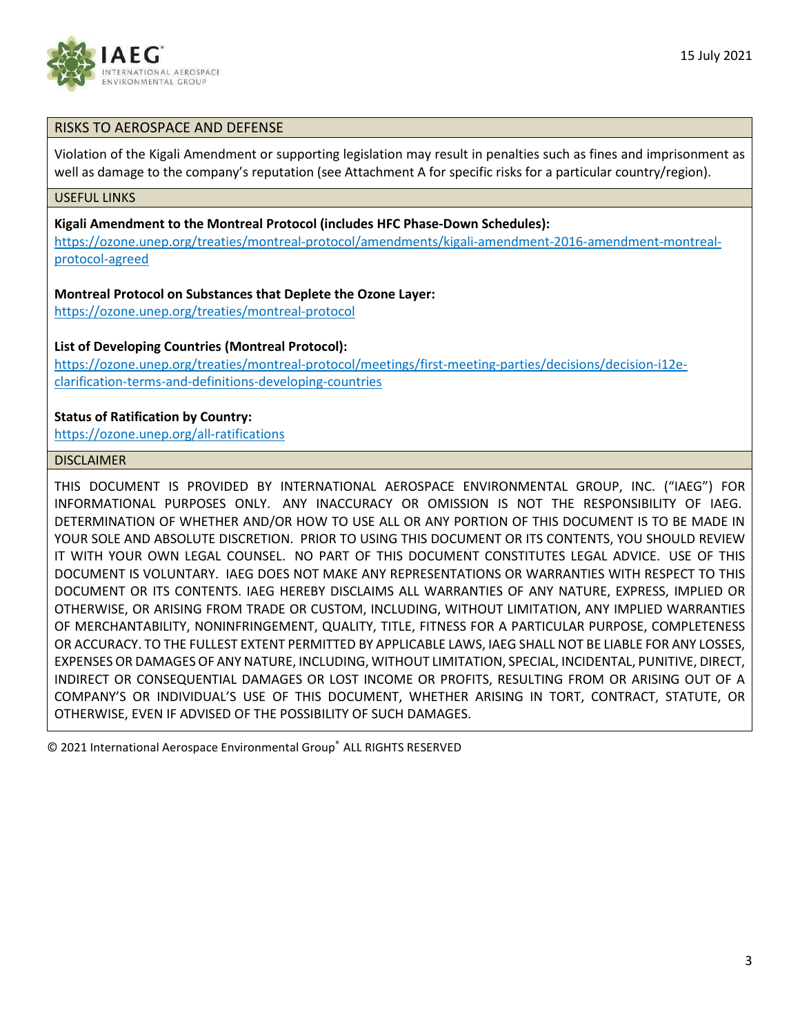## RISKS TO AEROSPACE AND DEFENSE

Violation of the Kigali Amendment or supporting legislation may result in penalties such as fines and imprisonment as well as damage to the company's reputation (see Attachment A for specific risks for a particular country/region).

## USEFUL LINKS

**Kigali Amendment to the Montreal Protocol (includes HFC Phase-Down Schedules):**
https://ozone.unep.org/treaties/montreal-protocol/amendments/kigali-amendment-2016-amendment-montreal-protocol-agreed

**Montreal Protocol on Substances that Deplete the Ozone Layer:**
https://ozone.unep.org/treaties/montreal-protocol

**List of Developing Countries (Montreal Protocol):**
https://ozone.unep.org/treaties/montreal-protocol/meetings/first-meeting-parties/decisions/decision-i12e-clarification-terms-and-definitions-developing-countries

**Status of Ratification by Country:**
https://ozone.unep.org/all-ratifications

## DISCLAIMER

THIS DOCUMENT IS PROVIDED BY INTERNATIONAL AEROSPACE ENVIRONMENTAL GROUP, INC. ("IAEG") FOR INFORMATIONAL PURPOSES ONLY. ANY INACCURACY OR OMISSION IS NOT THE RESPONSIBILITY OF IAEG. DETERMINATION OF WHETHER AND/OR HOW TO USE ALL OR ANY PORTION OF THIS DOCUMENT IS TO BE MADE IN YOUR SOLE AND ABSOLUTE DISCRETION. PRIOR TO USING THIS DOCUMENT OR ITS CONTENTS, YOU SHOULD REVIEW IT WITH YOUR OWN LEGAL COUNSEL. NO PART OF THIS DOCUMENT CONSTITUTES LEGAL ADVICE. USE OF THIS DOCUMENT IS VOLUNTARY. IAEG DOES NOT MAKE ANY REPRESENTATIONS OR WARRANTIES WITH RESPECT TO THIS DOCUMENT OR ITS CONTENTS. IAEG HEREBY DISCLAIMS ALL WARRANTIES OF ANY NATURE, EXPRESS, IMPLIED OR OTHERWISE, OR ARISING FROM TRADE OR CUSTOM, INCLUDING, WITHOUT LIMITATION, ANY IMPLIED WARRANTIES OF MERCHANTABILITY, NONINFRINGEMENT, QUALITY, TITLE, FITNESS FOR A PARTICULAR PURPOSE, COMPLETENESS OR ACCURACY. TO THE FULLEST EXTENT PERMITTED BY APPLICABLE LAWS, IAEG SHALL NOT BE LIABLE FOR ANY LOSSES, EXPENSES OR DAMAGES OF ANY NATURE, INCLUDING, WITHOUT LIMITATION, SPECIAL, INCIDENTAL, PUNITIVE, DIRECT, INDIRECT OR CONSEQUENTIAL DAMAGES OR LOST INCOME OR PROFITS, RESULTING FROM OR ARISING OUT OF A COMPANY'S OR INDIVIDUAL'S USE OF THIS DOCUMENT, WHETHER ARISING IN TORT, CONTRACT, STATUTE, OR OTHERWISE, EVEN IF ADVISED OF THE POSSIBILITY OF SUCH DAMAGES.

© 2021 International Aerospace Environmental Group® ALL RIGHTS RESERVED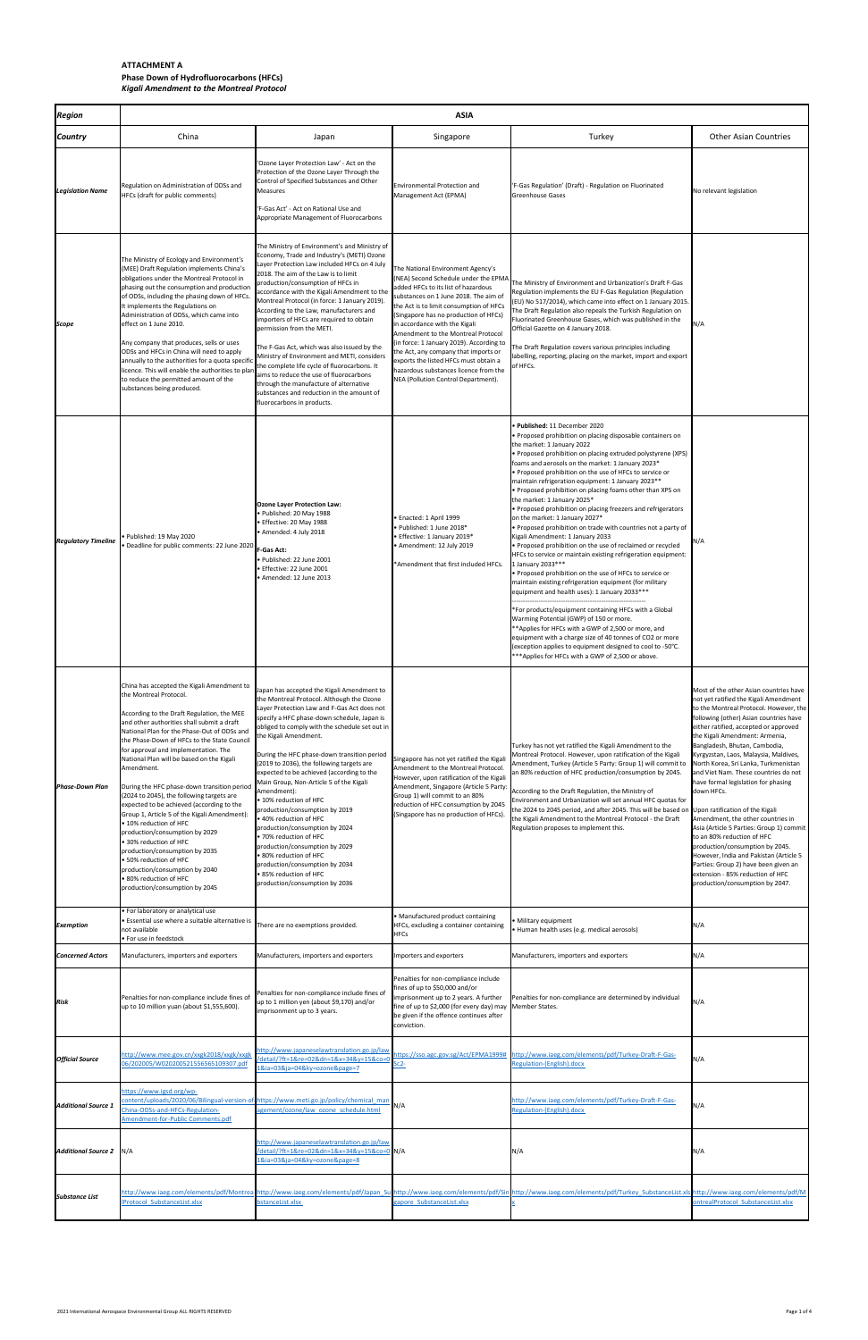**ATTACHMENT A**
**Phase Down of Hydrofluorocarbons (HFCs)**
***Kigali Amendment to the Montreal Protocol***

| ***Region*** | **ASIA** | | | | |
|---|---|---|---|---|---|
| ***Country*** | China | Japan | Singapore | Turkey | Other Asian Countries |
| ***Legislation Name*** | Regulation on Administration of ODSs and HFCs (draft for public comments) | 'Ozone Layer Protection Law' - Act on the Protection of the Ozone Layer Through the Control of Specified Substances and Other Measures<br><br>'F-Gas Act' - Act on Rational Use and Appropriate Management of Fluorocarbons | Environmental Protection and Management Act (EPMA) | 'F-Gas Regulation' (Draft) - Regulation on Fluorinated Greenhouse Gases | No relevant legislation |
| ***Scope*** | The Ministry of Ecology and Environment's (MEE) Draft Regulation implements China's obligations under the Montreal Protocol in phasing out the consumption and production of ODSs, including the phasing down of HFCs. It implements the Regulations on Administration of ODSs, which came into effect on 1 June 2010.<br><br>Any company that produces, sells or uses ODSs and HFCs in China will need to apply annually to the authorities for a quota specific licence. This will enable the authorities to plan to reduce the permitted amount of the substances being produced. | The Ministry of Environment's and Ministry of Economy, Trade and Industry's (METI) Ozone Layer Protection Law included HFCs on 4 July 2018. The aim of the Law is to limit production/consumption of HFCs in accordance with the Kigali Amendment to the Montreal Protocol (in force: 1 January 2019). According to the Law, manufacturers and importers of HFCs are required to obtain permission from the METI.<br><br>The F-Gas Act, which was also issued by the Ministry of Environment and METI, considers the complete life cycle of fluorocarbons. It aims to reduce the use of fluorocarbons through the manufacture of alternative substances and reduction in the amount of fluorocarbons in products. | The National Environment Agency's (NEA) Second Schedule under the EPMA added HFCs to its list of hazardous substances on 1 June 2018. The aim of the Act is to limit consumption of HFCs (Singapore has no production of HFCs) in accordance with the Kigali Amendment to the Montreal Protocol (in force: 1 January 2019). According to the Act, any company that imports or exports the listed HFCs must obtain a hazardous substances licence from the NEA (Pollution Control Department). | The Ministry of Environment and Urbanization's Draft F-Gas Regulation implements the EU F-Gas Regulation (Regulation (EU) No 517/2014), which came into effect on 1 January 2015. The Draft Regulation also repeals the Turkish Regulation on Fluorinated Greenhouse Gases, which was published in the Official Gazette on 4 January 2018.<br><br>The Draft Regulation covers various principles including labelling, reporting, placing on the market, import and export of HFCs. | N/A |
| ***Regulatory Timeline*** | • Published: 19 May 2020<br>• Deadline for public comments: 22 June 2020 | **Ozone Layer Protection Law:**<br>• Published: 20 May 1988<br>• Effective: 20 May 1988<br>• Amended: 4 July 2018<br><br>**F-Gas Act:**<br>• Published: 22 June 2001<br>• Effective: 22 June 2001<br>• Amended: 12 June 2013 | • Enacted: 1 April 1999<br>• Published: 1 June 2018*<br>• Effective: 1 January 2019*<br>• Amendment: 12 July 2019<br><br>*Amendment that first included HFCs. | • **Published:** 11 December 2020<br>• Proposed prohibition on placing disposable containers on the market: 1 January 2022<br>• Proposed prohibition on placing extruded polystyrene (XPS) foams and aerosols on the market: 1 January 2023*<br>• Proposed prohibition on the use of HFCs to service or maintain refrigeration equipment: 1 January 2023**<br>• Proposed prohibition on placing foams other than XPS on the market: 1 January 2025*<br>• Proposed prohibition on placing freezers and refrigerators on the market: 1 January 2027*<br>• Proposed prohibition on trade with countries not a party of Kigali Amendment: 1 January 2033<br>• Proposed prohibition on the use of reclaimed or recycled HFCs to service or maintain existing refrigeration equipment: 1 January 2033***<br>• Proposed prohibition on the use of HFCs to service or maintain existing refrigeration equipment (for military equipment and health uses): 1 January 2033***<br>------------------------------------------------------------<br>*For products/equipment containing HFCs with a Global Warming Potential (GWP) of 150 or more.<br>**Applies for HFCs with a GWP of 2,500 or more, and equipment with a charge size of 40 tonnes of CO2 or more (exception applies to equipment designed to cool to -50°C.<br>***Applies for HFCs with a GWP of 2,500 or above. | N/A |
| ***Phase-Down Plan*** | China has accepted the Kigali Amendment to the Montreal Protocol.<br><br>According to the Draft Regulation, the MEE and other authorities shall submit a draft National Plan for the Phase-Out of ODSs and the Phase-Down of HFCs to the State Council for approval and implementation. The National Plan will be based on the Kigali Amendment.<br><br>During the HFC phase-down transition period (2024 to 2045), the following targets are expected to be achieved (according to the Group 1, Article 5 of the Kigali Amendment):<br>• 10% reduction of HFC production/consumption by 2029<br>• 30% reduction of HFC production/consumption by 2035<br>• 50% reduction of HFC production/consumption by 2040<br>• 80% reduction of HFC production/consumption by 2045 | Japan has accepted the Kigali Amendment to the Montreal Protocol. Although the Ozone Layer Protection Law and F-Gas Act does not specify a HFC phase-down schedule, Japan is obliged to comply with the schedule set out in the Kigali Amendment.<br><br>During the HFC phase-down transition period (2019 to 2036), the following targets are expected to be achieved (according to the Main Group, Non-Article 5 of the Kigali Amendment):<br>• 10% reduction of HFC production/consumption by 2019<br>• 40% reduction of HFC production/consumption by 2024<br>• 70% reduction of HFC production/consumption by 2029<br>• 80% reduction of HFC production/consumption by 2034<br>• 85% reduction of HFC production/consumption by 2036 | Singapore has not yet ratified the Kigali Amendment to the Montreal Protocol. However, upon ratification of the Kigali Amendment, Singapore (Article 5 Party: Group 1) will commit to an 80% reduction of HFC consumption by 2045 (Singapore has no production of HFCs). | Turkey has not yet ratified the Kigali Amendment to the Montreal Protocol. However, upon ratification of the Kigali Amendment, Turkey (Article 5 Party: Group 1) will commit to an 80% reduction of HFC production/consumption by 2045.<br><br>According to the Draft Regulation, the Ministry of Environment and Urbanization will set annual HFC quotas for the 2024 to 2045 period, and after 2045. This will be based on the Kigali Amendment to the Montreal Protocol - the Draft Regulation proposes to implement this. | Most of the other Asian countries have not yet ratified the Kigali Amendment to the Montreal Protocol. However, the following (other) Asian countries have either ratified, accepted or approved the Kigali Amendment: Armenia, Bangladesh, Bhutan, Cambodia, Kyrgyzstan, Laos, Malaysia, Maldives, North Korea, Sri Lanka, Turkmenistan and Viet Nam. These countries do not have formal legislation for phasing down HFCs.<br><br>Upon ratification of the Kigali Amendment, the other countries in Asia (Article 5 Parties: Group 1) commit to an 80% reduction of HFC production/consumption by 2045. However, India and Pakistan (Article 5 Parties: Group 2) have been given an extension - 85% reduction of HFC production/consumption by 2047. |
| ***Exemption*** | • For laboratory or analytical use<br>• Essential use where a suitable alternative is not available<br>• For use in feedstock | There are no exemptions provided. | • Manufactured product containing HFCs, excluding a container containing HFCs | • Military equipment<br>• Human health uses (e.g. medical aerosols) | N/A |
| ***Concerned Actors*** | Manufacturers, importers and exporters | Manufacturers, importers and exporters | Importers and exporters | Manufacturers, importers and exporters | N/A |
| ***Risk*** | Penalties for non-compliance include fines of up to 10 million yuan (about $1,555,600). | Penalties for non-compliance include fines of up to 1 million yen (about $9,170) and/or imprisonment up to 3 years. | Penalties for non-compliance include fines of up to $50,000 and/or imprisonment up to 2 years. A further fine of up to $2,000 (for every day) may be given if the offence continues after conviction. | Penalties for non-compliance are determined by individual Member States. | N/A |
| ***Official Source*** | http://www.mee.gov.cn/xxgk2018/xxgk/xxgk06/202005/W020200521556565109307.pdf | http://www.japaneselawtranslation.go.jp/law/detail/?ft=1&re=02&dn=1&x=34&y=15&co=01&ia=03&ja=04&ky=ozone&page=7 | https://sso.agc.gov.sg/Act/EPMA1999#Sc2- | http://www.iaeg.com/elements/pdf/Turkey-Draft-F-Gas-Regulation-(English).docx | N/A |
| ***Additional Source 1*** | https://www.igsd.org/wp-content/uploads/2020/06/Bilingual-version-of-China-ODSs-and-HFCs-Regulation-Amendment-for-Public Comments.pdf | https://www.meti.go.jp/policy/chemical_management/ozone/law_ozone_schedule.html | N/A | http://www.iaeg.com/elements/pdf/Turkey-Draft-F-Gas-Regulation-(English).docx | N/A |
| ***Additional Source 2*** | N/A | http://www.japaneselawtranslation.go.jp/law/detail/?ft=1&re=02&dn=1&x=34&y=15&co=01&ia=03&ja=04&ky=ozone&page=8 | N/A | N/A | N/A |
| ***Substance List*** | http://www.iaeg.com/elements/pdf/MontrealProtocol_SubstanceList.xlsx | http://www.iaeg.com/elements/pdf/Japan_SubstanceList.xlsx | http://www.iaeg.com/elements/pdf/Singapore_SubstanceList.xlsx | http://www.iaeg.com/elements/pdf/Turkey_SubstanceList.xlsx | http://www.iaeg.com/elements/pdf/MontrealProtocol_SubstanceList.xlsx |

2021 International Aerospace Environmental Group ALL RIGHTS RESERVED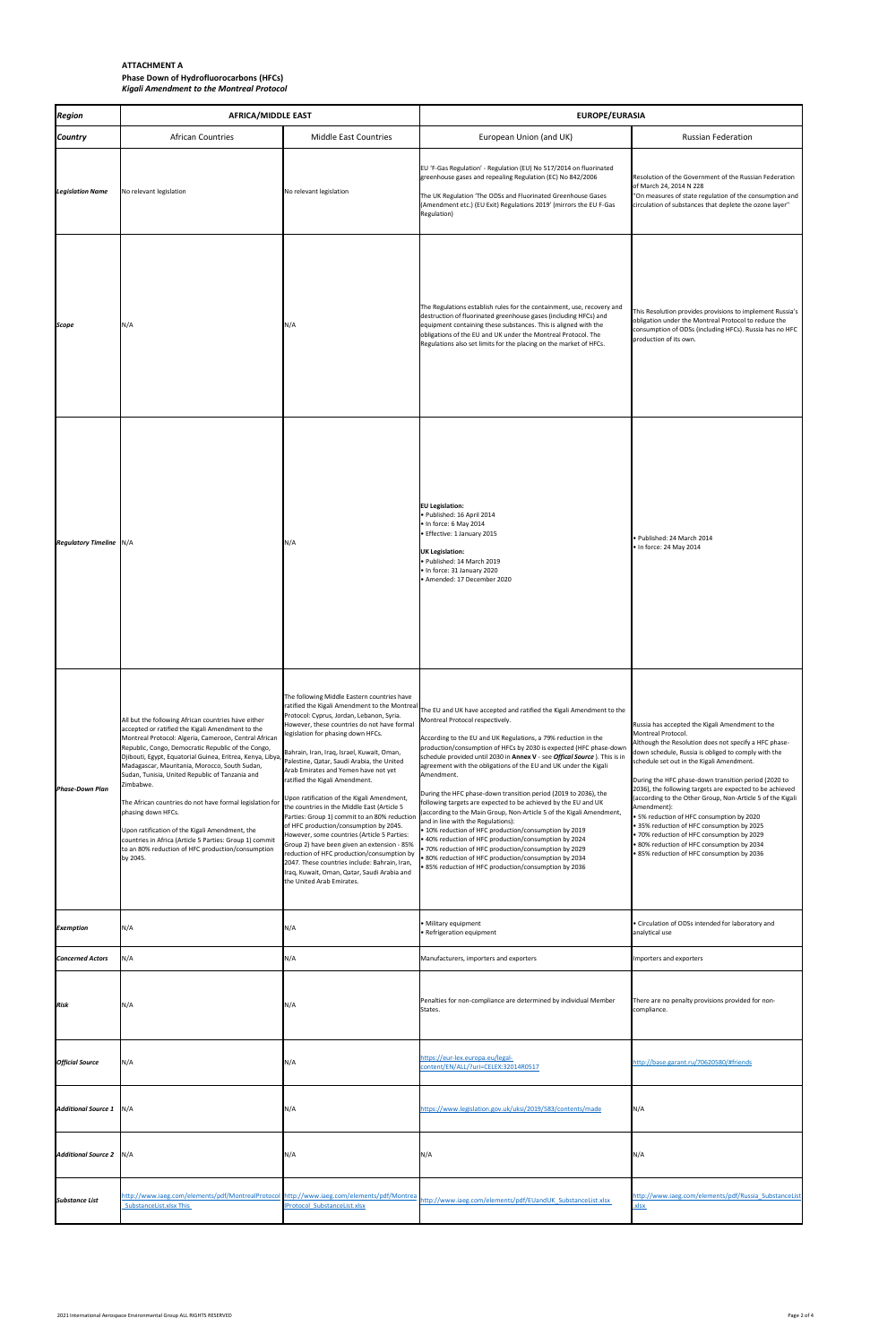**ATTACHMENT A**
**Phase Down of Hydrofluorocarbons (HFCs)**
***Kigali Amendment to the Montreal Protocol***

| ***Region*** | **AFRICA/MIDDLE EAST** | | **EUROPE/EURASIA** | |
|---|---|---|---|---|
| ***Country*** | African Countries | Middle East Countries | European Union (and UK) | Russian Federation |
| ***Legislation Name*** | No relevant legislation | No relevant legislation | EU 'F-Gas Regulation' - Regulation (EU) No 517/2014 on fluorinated greenhouse gases and repealing Regulation (EC) No 842/2006<br><br>The UK Regulation 'The ODSs and Fluorinated Greenhouse Gases (Amendment etc.) (EU Exit) Regulations 2019' (mirrors the EU F-Gas Regulation) | Resolution of the Government of the Russian Federation of March 24, 2014 N 228<br>"On measures of state regulation of the consumption and circulation of substances that deplete the ozone layer" |
| ***Scope*** | N/A | N/A | The Regulations establish rules for the containment, use, recovery and destruction of fluorinated greenhouse gases (including HFCs) and equipment containing these substances. This is aligned with the obligations of the EU and UK under the Montreal Protocol. The Regulations also set limits for the placing on the market of HFCs. | This Resolution provides provisions to implement Russia's obligation under the Montreal Protocol to reduce the consumption of ODSs (including HFCs). Russia has no HFC production of its own. |
| ***Regulatory Timeline*** | N/A | N/A | **EU Legislation:**<br>• Published: 16 April 2014<br>• In force: 6 May 2014<br>• Effective: 1 January 2015<br><br>**UK Legislation:**<br>• Published: 14 March 2019<br>• In force: 31 January 2020<br>• Amended: 17 December 2020 | • Published: 24 March 2014<br>• In force: 24 May 2014 |
| ***Phase-Down Plan*** | All but the following African countries have either accepted or ratified the Kigali Amendment to the Montreal Protocol: Algeria, Cameroon, Central African Republic, Congo, Democratic Republic of the Congo, Djibouti, Egypt, Equatorial Guinea, Eritrea, Kenya, Libya, Madagascar, Mauritania, Morocco, South Sudan, Sudan, Tunisia, United Republic of Tanzania and Zimbabwe.<br><br>The African countries do not have formal legislation for phasing down HFCs.<br><br>Upon ratification of the Kigali Amendment, the countries in Africa (Article 5 Parties: Group 1) commit to an 80% reduction of HFC production/consumption by 2045. | The following Middle Eastern countries have ratified the Kigali Amendment to the Montreal Protocol: Cyprus, Jordan, Lebanon, Syria. However, these countries do not have formal legislation for phasing down HFCs.<br><br>Bahrain, Iran, Iraq, Israel, Kuwait, Oman, Palestine, Qatar, Saudi Arabia, the United Arab Emirates and Yemen have not yet ratified the Kigali Amendment.<br><br>Upon ratification of the Kigali Amendment, the countries in the Middle East (Article 5 Parties: Group 1) commit to an 80% reduction of HFC production/consumption by 2045. However, some countries (Article 5 Parties: Group 2) have been given an extension - 85% reduction of HFC production/consumption by 2047. These countries include: Bahrain, Iran, Iraq, Kuwait, Oman, Qatar, Saudi Arabia and the United Arab Emirates. | The EU and UK have accepted and ratified the Kigali Amendment to the Montreal Protocol respectively.<br><br>According to the EU and UK Regulations, a 79% reduction in the production/consumption of HFCs by 2030 is expected (HFC phase-down schedule provided until 2030 in **Annex V** - see ***Offical Source***). This is in agreement with the obligations of the EU and UK under the Kigali Amendment.<br><br>During the HFC phase-down transition period (2019 to 2036), the following targets are expected to be achieved by the EU and UK (according to the Main Group, Non-Article 5 of the Kigali Amendment, and in line with the Regulations):<br>• 10% reduction of HFC production/consumption by 2019<br>• 40% reduction of HFC production/consumption by 2024<br>• 70% reduction of HFC production/consumption by 2029<br>• 80% reduction of HFC production/consumption by 2034<br>• 85% reduction of HFC production/consumption by 2036 | Russia has accepted the Kigali Amendment to the Montreal Protocol.<br>Although the Resolution does not specify a HFC phase-down schedule, Russia is obliged to comply with the schedule set out in the Kigali Amendment.<br><br>During the HFC phase-down transition period (2020 to 2036), the following targets are expected to be achieved (according to the Other Group, Non-Article 5 of the Kigali Amendment):<br>• 5% reduction of HFC consumption by 2020<br>• 35% reduction of HFC consumption by 2025<br>• 70% reduction of HFC consumption by 2029<br>• 80% reduction of HFC consumption by 2034<br>• 85% reduction of HFC consumption by 2036 |
| ***Exemption*** | N/A | N/A | • Military equipment<br>• Refrigeration equipment | • Circulation of ODSs intended for laboratory and analytical use |
| ***Concerned Actors*** | N/A | N/A | Manufacturers, importers and exporters | Importers and exporters |
| ***Risk*** | N/A | N/A | Penalties for non-compliance are determined by individual Member States. | There are no penalty provisions provided for non-compliance. |
| ***Official Source*** | N/A | N/A | https://eur-lex.europa.eu/legal-content/EN/ALL/?uri=CELEX:32014R0517 | http://base.garant.ru/70620580/#friends |
| ***Additional Source 1*** | N/A | N/A | https://www.legislation.gov.uk/uksi/2019/583/contents/made | N/A |
| ***Additional Source 2*** | N/A | N/A | N/A | N/A |
| ***Substance List*** | http://www.iaeg.com/elements/pdf/MontrealProtocol_SubstanceList.xlsx This | http://www.iaeg.com/elements/pdf/MontrealProtocol_SubstanceList.xlsx | http://www.iaeg.com/elements/pdf/EUandUK_SubstanceList.xlsx | http://www.iaeg.com/elements/pdf/Russia_SubstanceList.xlsx |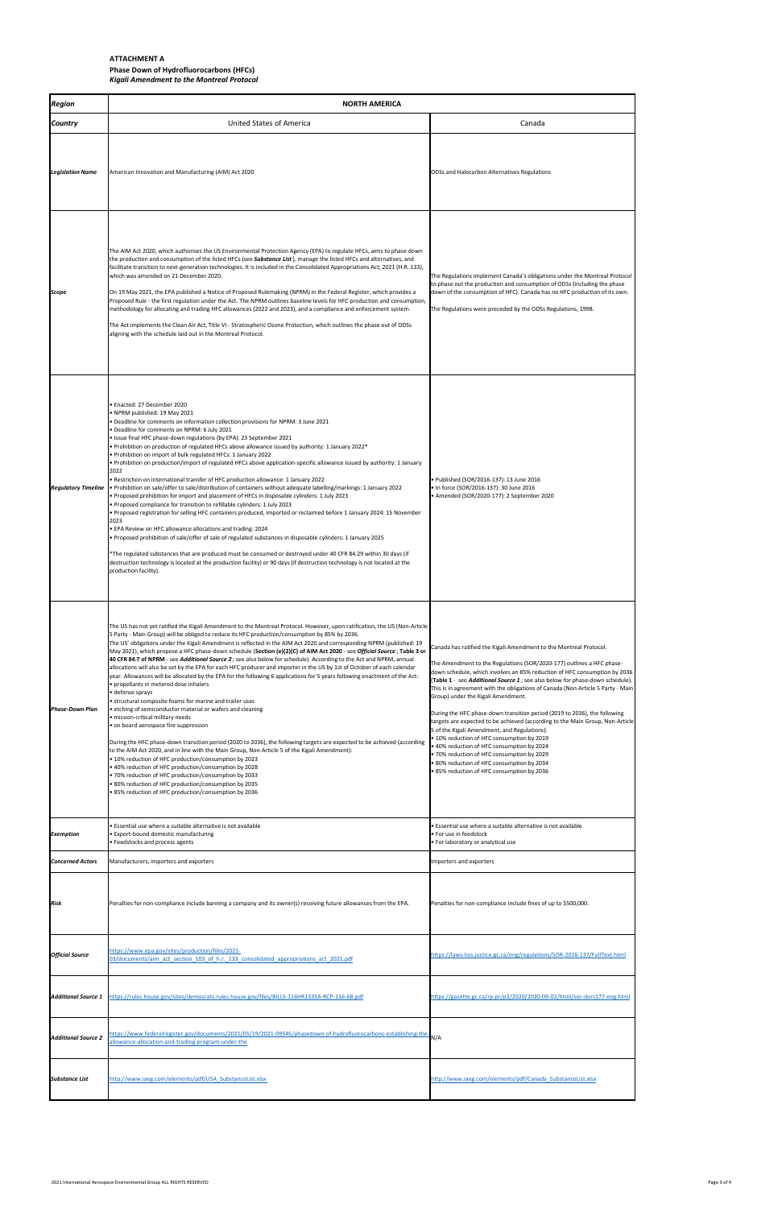**ATTACHMENT A**

**Phase Down of Hydrofluorocarbons (HFCs)**

***Kigali Amendment to the Montreal Protocol***

| ***Region*** | **NORTH AMERICA** | |
|---|---|---|
| ***Country*** | United States of America | Canada |
| ***Legislation Name*** | American Innovation and Manufacturing (AIM) Act 2020 | ODSs and Halocarbon Alternatives Regulations |
| ***Scope*** | The AIM Act 2020, which authorises the US Environmental Protection Agency (EPA) to regulate HFCs, aims to phase down the production and consumption of the listed HFCs (see ***Substance List***), manage the listed HFCs and alternatives, and facilitate transition to next-generation technologies. It is included in the Consolidated Appropriations Act, 2021 (H.R. 133), which was amended on 21 December 2020.<br><br>On 19 May 2021, the EPA published a Notice of Proposed Rulemaking (NPRM) in the Federal Register, which provides a Proposed Rule - the first regulation under the Act. The NPRM outlines baseline levels for HFC production and consumption, methodology for allocating and trading HFC allowances (2022 and 2023), and a compliance and enforcement system.<br><br>The Act implements the Clean Air Act, Title VI - Stratospheric Ozone Protection, which outlines the phase out of ODSs aligning with the schedule laid out in the Montreal Protocol. | The Regulations implement Canada's obligations under the Montreal Protocol to phase out the production and consumption of ODSs (including the phase down of the consumption of HFC). Canada has no HFC production of its own.<br><br>The Regulations were preceded by the ODSs Regulations, 1998. |
| ***Regulatory Timeline*** | • Enacted: 27 December 2020<br>• NPRM published: 19 May 2021<br>• Deadline for comments on information collection provisions for NPRM: 3 June 2021<br>• Deadline for comments on NPRM: 6 July 2021<br>• Issue final HFC phase-down regulations (by EPA): 23 September 2021<br>• Prohibition on production of regulated HFCs above allowance issued by authority: 1 January 2022*<br>• Prohibition on import of bulk regulated HFCs: 1 January 2022<br>• Prohibition on production/import of regulated HFCs above application-specific allowance issued by authority: 1 January 2022<br>• Restriction on international transfer of HFC production allowance: 1 January 2022<br>• Prohibition on sale/offer to sale/distribution of containers without adequate labelling/markings: 1 January 2022<br>• Proposed prohibition for import and placement of HFCs in disposable cylinders: 1 July 2023<br>• Proposed compliance for transition to refillable cylinders: 1 July 2023<br>• Proposed registration for selling HFC containers produced, imported or reclaimed before 1 January 2024: 15 November 2023<br>• EPA Review on HFC allowance allocations and trading: 2024<br>• Proposed prohibition of sale/offer of sale of regulated substances in disposable cylinders: 1 January 2025<br><br>*The regulated substances that are produced must be consumed or destroyed under 40 CFR 84.29 within 30 days (if destruction technology is located at the production facility) or 90 days (if destruction technology is not located at the production facility). | • Published (SOR/2016-137): 13 June 2016<br>• In force (SOR/2016-137): 30 June 2016<br>• Amended (SOR/2020-177): 2 September 2020 |
| ***Phase-Down Plan*** | The US has not yet ratified the Kigali Amendment to the Montreal Protocol. However, upon ratification, the US (Non-Article 5 Party - Main Group) will be obliged to reduce its HFC production/consumption by 85% by 2036.<br>The US' obligations under the Kigali Amendment is reflected in the AIM Act 2020 and corresponding NPRM (published: 19 May 2021), which propose a HFC phase-down schedule (**Section (e)(2)(C) of AIM Act 2020** - see ***Official Source***; **Table 3 or 40 CFR 84.7 of NPRM** - see ***Additional Source 2***; see also below for schedule). According to the Act and NPRM, annual allocations will also be set by the EPA for each HFC producer and importer in the US by 1st of October of each calendar year. Allowances will be allocated by the EPA for the following 6 applications for 5 years following enactment of the Act:<br>• propellants in metered dose inhalers<br>• defense sprays<br>• structural composite foams for marine and trailer uses<br>• etching of semiconductor material or wafers and cleaning<br>• mission-critical military needs<br>• on board aerospace fire suppression<br><br>During the HFC phase-down transition period (2020 to 2036), the following targets are expected to be achieved (according to the AIM Act 2020, and in line with the Main Group, Non-Article 5 of the Kigali Amendment):<br>• 10% reduction of HFC production/consumption by 2023<br>• 40% reduction of HFC production/consumption by 2028<br>• 70% reduction of HFC production/consumption by 2033<br>• 80% reduction of HFC production/consumption by 2035<br>• 85% reduction of HFC production/consumption by 2036 | Canada has ratified the Kigali Amendment to the Montreal Protocol.<br><br>The Amendment to the Regulations (SOR/2020-177) outlines a HFC phase-down schedule, which involves an 85% reduction of HFC consumption by 2036 (**Table 1** - see ***Additional Source 1***; see also below for phase-down schedule). This is in agreement with the obligations of Canada (Non-Article 5 Party - Main Group) under the Kigali Amendment.<br><br>During the HFC phase-down transition period (2019 to 2036), the following targets are expected to be achieved (according to the Main Group, Non-Article 5 of the Kigali Amendment, and Regulations):<br>• 10% reduction of HFC consumption by 2019<br>• 40% reduction of HFC consumption by 2024<br>• 70% reduction of HFC consumption by 2029<br>• 80% reduction of HFC consumption by 2034<br>• 85% reduction of HFC consumption by 2036 |
| ***Exemption*** | • Essential use where a suitable alternative is not available<br>• Export-bound domestic manufacturing<br>• Feedstocks and process agents | • Essential use where a suitable alternative is not available<br>• For use in feedstock<br>• For laboratory or analytical use |
| ***Concerned Actors*** | Manufacturers, importers and exporters | Importers and exporters |
| ***Risk*** | Penalties for non-compliance include banning a company and its owner(s) receiving future allowances from the EPA. | Penalties for non-compliance include fines of up to $500,000. |
| ***Official Source*** | https://www.epa.gov/sites/production/files/2021-03/documents/aim_act_section_103_of_h.r._133_consolidated_appropriations_act_2021.pdf | https://laws-lois.justice.gc.ca/eng/regulations/SOR-2016-137/FullText.html |
| ***Additional Source 1*** | https://rules.house.gov/sites/democrats.rules.house.gov/files/BILLS-116HR133SA-RCP-116-68.pdf | https://gazette.gc.ca/rp-pr/p2/2020/2020-09-02/html/sor-dors177-eng.html |
| ***Additional Source 2*** | https://www.federalregister.gov/documents/2021/05/19/2021-09545/phasedown-of-hydrofluorocarbons-establishing-the-allowance-allocation-and-trading-program-under-the | N/A |
| ***Substance List*** | http://www.iaeg.com/elements/pdf/USA_SubstanceList.xlsx | http://www.iaeg.com/elements/pdf/Canada_SubstanceList.xlsx |

2021 International Aerospace Environmental Group ALL RIGHTS RESERVED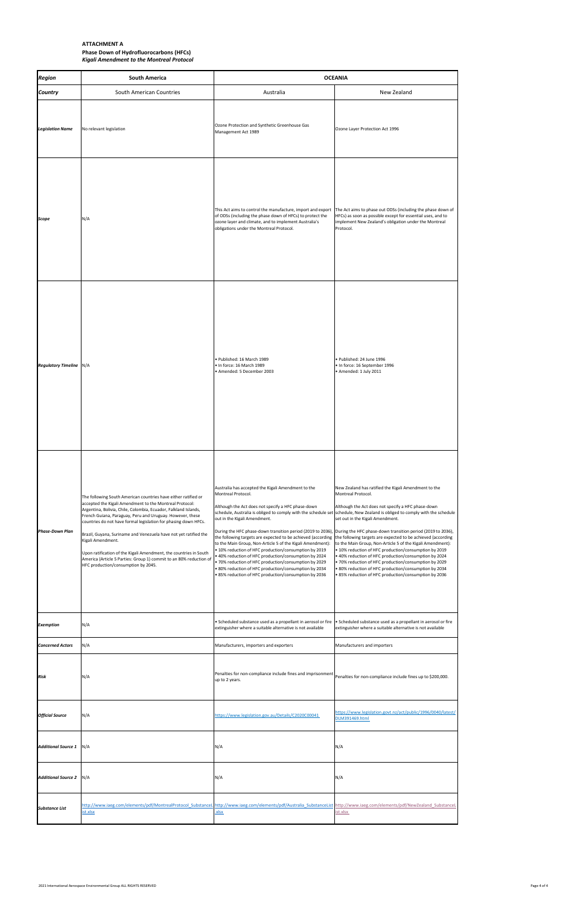**ATTACHMENT A**
**Phase Down of Hydrofluorocarbons (HFCs)**
***Kigali Amendment to the Montreal Protocol***

| ***Region*** | **South America** | **OCEANIA** | |
|---|---|---|---|
| ***Country*** | South American Countries | Australia | New Zealand |
| ***Legislation Name*** | No relevant legislation | Ozone Protection and Synthetic Greenhouse Gas Management Act 1989 | Ozone Layer Protection Act 1996 |
| ***Scope*** | N/A | This Act aims to control the manufacture, import and export of ODSs (including the phase down of HFCs) to protect the ozone layer and climate, and to implement Australia's obligations under the Montreal Protocol. | The Act aims to phase out ODSs (including the phase down of HFCs) as soon as possible except for essential uses, and to implement New Zealand's obligation under the Montreal Protocol. |
| ***Regulatory Timeline*** | N/A | • Published: 16 March 1989<br>• In force: 16 March 1989<br>• Amended: 5 December 2003 | • Published: 24 June 1996<br>• In force: 16 September 1996<br>• Amended: 1 July 2011 |
| ***Phase-Down Plan*** | The following South American countries have either ratified or accepted the Kigali Amendment to the Montreal Protocol: Argentina, Bolivia, Chile, Colombia, Ecuador, Falkland Islands, French Guiana, Paraguay, Peru and Uruguay. However, these countries do not have formal legislation for phasing down HFCs.<br><br>Brazil, Guyana, Suriname and Venezuela have not yet ratified the Kigali Amendment.<br><br>Upon ratification of the Kigali Amendment, the countries in South America (Article 5 Parties: Group 1) commit to an 80% reduction of HFC production/consumption by 2045. | Australia has accepted the Kigali Amendment to the Montreal Protocol.<br><br>Although the Act does not specify a HFC phase-down schedule, Australia is obliged to comply with the schedule set out in the Kigali Amendment.<br><br>During the HFC phase-down transition period (2019 to 2036), the following targets are expected to be achieved (according to the Main Group, Non-Article 5 of the Kigali Amendment):<br>• 10% reduction of HFC production/consumption by 2019<br>• 40% reduction of HFC production/consumption by 2024<br>• 70% reduction of HFC production/consumption by 2029<br>• 80% reduction of HFC production/consumption by 2034<br>• 85% reduction of HFC production/consumption by 2036 | New Zealand has ratified the Kigali Amendment to the Montreal Protocol.<br><br>Although the Act does not specify a HFC phase-down schedule, New Zealand is obliged to comply with the schedule set out in the Kigali Amendment.<br><br>During the HFC phase-down transition period (2019 to 2036), the following targets are expected to be achieved (according to the Main Group, Non-Article 5 of the Kigali Amendment):<br>• 10% reduction of HFC production/consumption by 2019<br>• 40% reduction of HFC production/consumption by 2024<br>• 70% reduction of HFC production/consumption by 2029<br>• 80% reduction of HFC production/consumption by 2034<br>• 85% reduction of HFC production/consumption by 2036 |
| ***Exemption*** | N/A | • Scheduled substance used as a propellant in aerosol or fire extinguisher where a suitable alternative is not available | • Scheduled substance used as a propellant in aerosol or fire extinguisher where a suitable alternative is not available |
| ***Concerned Actors*** | N/A | Manufacturers, importers and exporters | Manufacturers and importers |
| ***Risk*** | N/A | Penalties for non-compliance include fines and imprisonment up to 2 years. | Penalties for non-compliance include fines up to $200,000. |
| ***Official Source*** | N/A | https://www.legislation.gov.au/Details/C2020C00041 | https://www.legislation.govt.nz/act/public/1996/0040/latest/DLM391469.html |
| ***Additional Source 1*** | N/A | N/A | N/A |
| ***Additional Source 2*** | N/A | N/A | N/A |
| ***Substance List*** | http://www.iaeg.com/elements/pdf/MontrealProtocol_SubstanceList.xlsx | http://www.iaeg.com/elements/pdf/Australia_SubstanceList.xlsx | http://www.iaeg.com/elements/pdf/NewZealand_SubstanceList.xlsx |

2021 International Aerospace Environmental Group ALL RIGHTS RESERVED